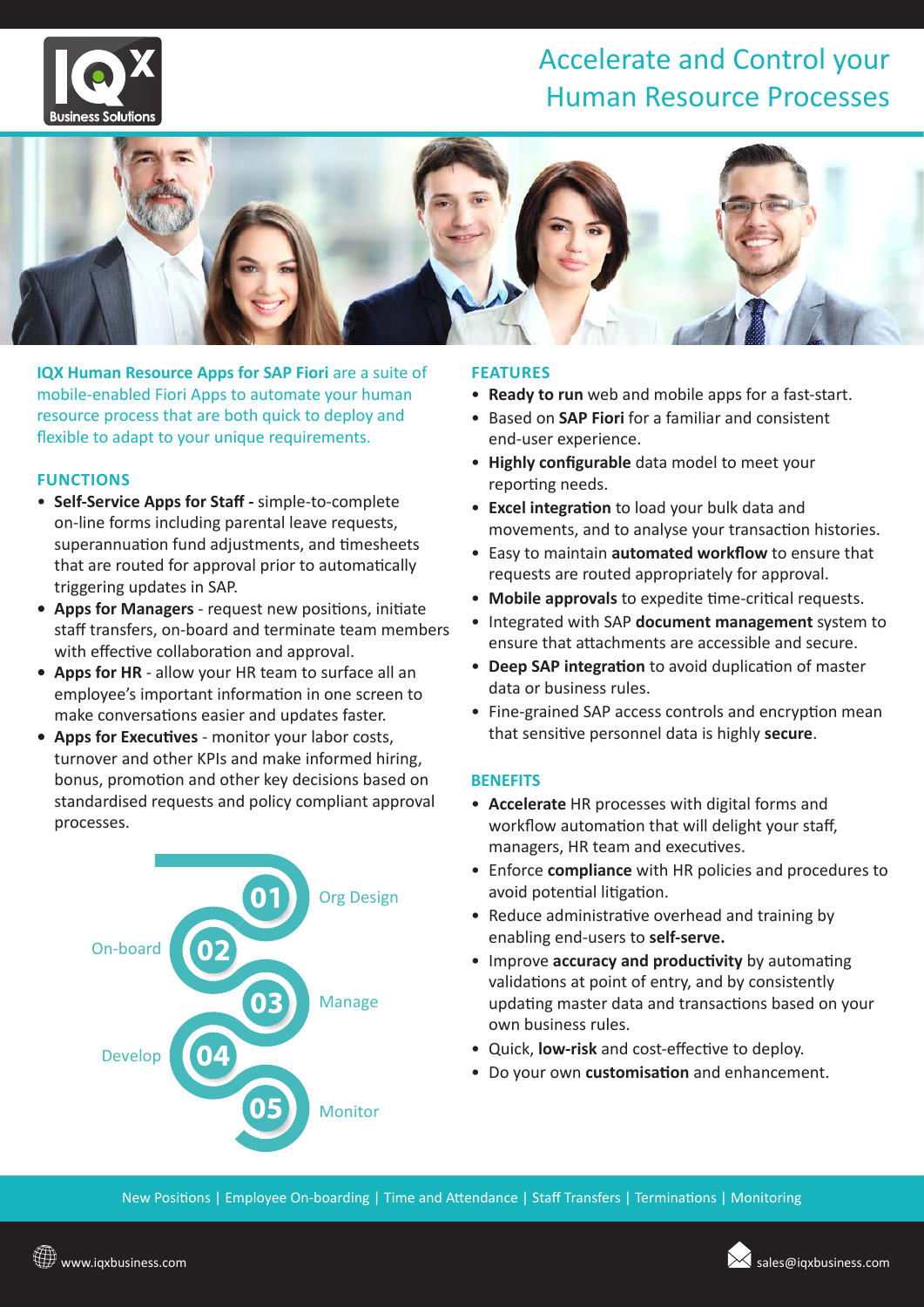# Accelerate and Control your Human Resource Processes

**IQX Human Resource Apps for SAP Fiori** are a suite of mobile-enabled Fiori Apps to automate your human resource process that are both quick to deploy and flexible to adapt to your unique requirements.

## FUNCTIONS

- **Self-Service Apps for Staff -** simple-to-complete on-line forms including parental leave requests, superannuation fund adjustments, and timesheets that are routed for approval prior to automatically triggering updates in SAP.
- **Apps for Managers** - request new positions, initiate staff transfers, on-board and terminate team members with effective collaboration and approval.
- **Apps for HR** - allow your HR team to surface all an employee's important information in one screen to make conversations easier and updates faster.
- **Apps for Executives** - monitor your labor costs, turnover and other KPIs and make informed hiring, bonus, promotion and other key decisions based on standardised requests and policy compliant approval processes.

01 Org Design
02 On-board
03 Manage
04 Develop
05 Monitor

## FEATURES

- **Ready to run** web and mobile apps for a fast-start.
- Based on **SAP Fiori** for a familiar and consistent end-user experience.
- **Highly configurable** data model to meet your reporting needs.
- **Excel integration** to load your bulk data and movements, and to analyse your transaction histories.
- Easy to maintain **automated workflow** to ensure that requests are routed appropriately for approval.
- **Mobile approvals** to expedite time-critical requests.
- Integrated with SAP **document management** system to ensure that attachments are accessible and secure.
- **Deep SAP integration** to avoid duplication of master data or business rules.
- Fine-grained SAP access controls and encryption mean that sensitive personnel data is highly **secure**.

## BENEFITS

- **Accelerate** HR processes with digital forms and workflow automation that will delight your staff, managers, HR team and executives.
- Enforce **compliance** with HR policies and procedures to avoid potential litigation.
- Reduce administrative overhead and training by enabling end-users to **self-serve.**
- Improve **accuracy and productivity** by automating validations at point of entry, and by consistently updating master data and transactions based on your own business rules.
- Quick, **low-risk** and cost-effective to deploy.
- Do your own **customisation** and enhancement.

New Positions | Employee On-boarding | Time and Attendance | Staff Transfers | Terminations | Monitoring

www.iqxbusiness.com

sales@iqxbusiness.com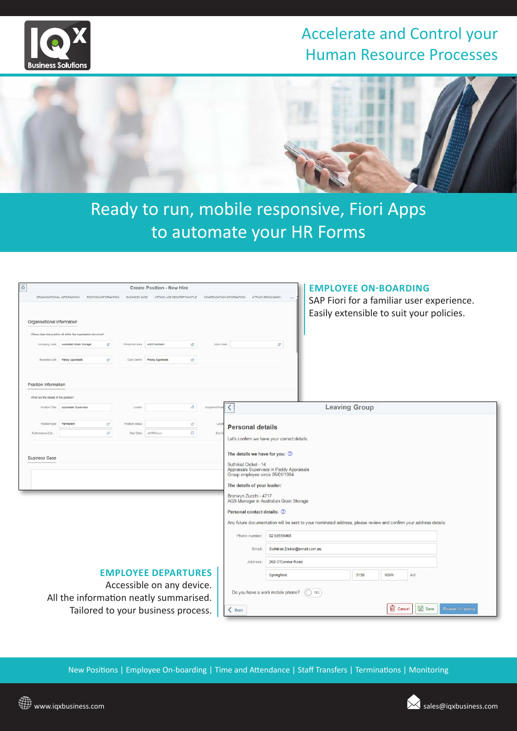# Accelerate and Control your Human Resource Processes

## Ready to run, mobile responsive, Fiori Apps to automate your HR Forms

### EMPLOYEE ON-BOARDING

SAP Fiori for a familiar user experience.
Easily extensible to suit your policies.

### EMPLOYEE DEPARTURES

Accessible on any device.
All the information neatly summarised.
Tailored to your business process.

New Positions | Employee On-boarding | Time and Attendance | Staff Transfers | Terminations | Monitoring

www.iqxbusiness.com

sales@iqxbusiness.com